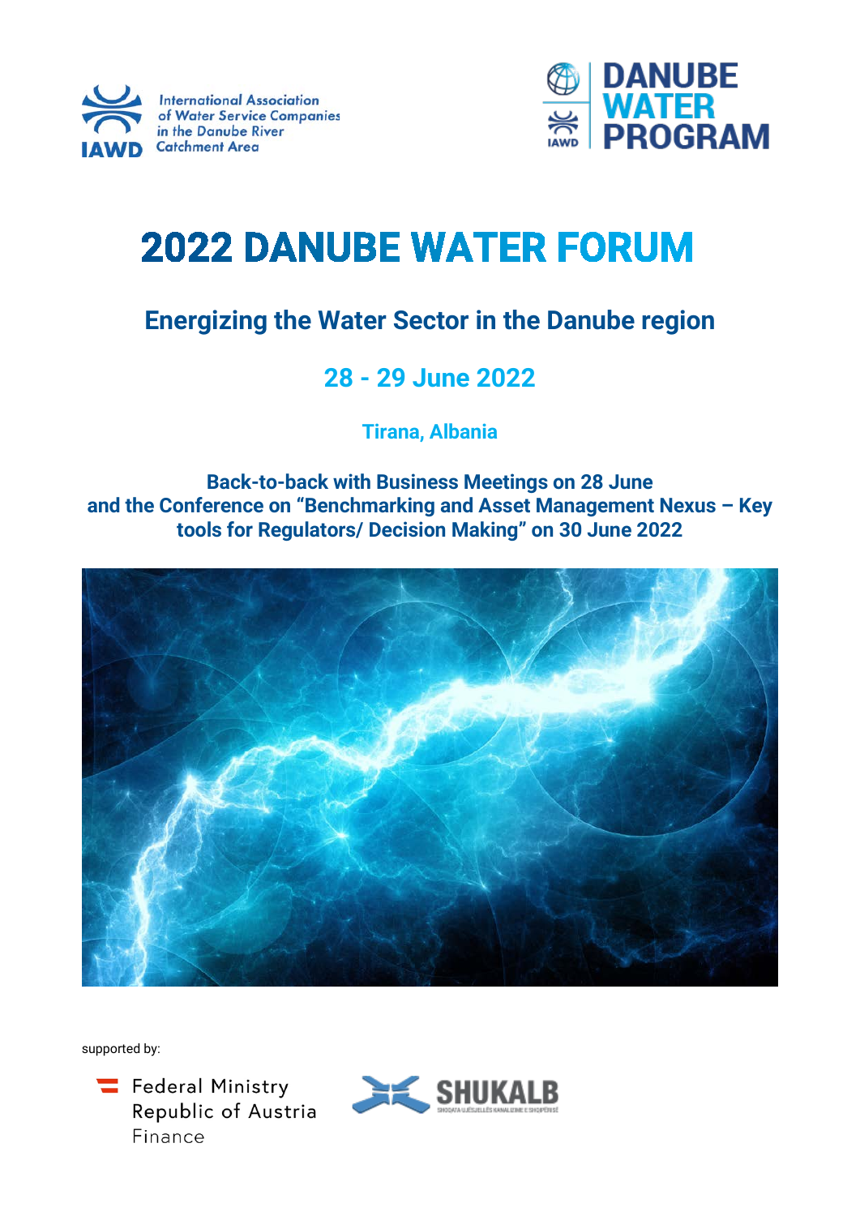International Association of Water Service Companies in the Danube River Catchment Area

IAWD

DANUBE WATER PROGRAM

# 2022 DANUBE WATER FORUM

## Energizing the Water Sector in the Danube region

## 28 - 29 June 2022

### Tirana, Albania

**Back-to-back with Business Meetings on 28 June and the Conference on "Benchmarking and Asset Management Nexus – Key tools for Regulators/ Decision Making" on 30 June 2022**

supported by:

Federal Ministry Republic of Austria Finance

SHUKALB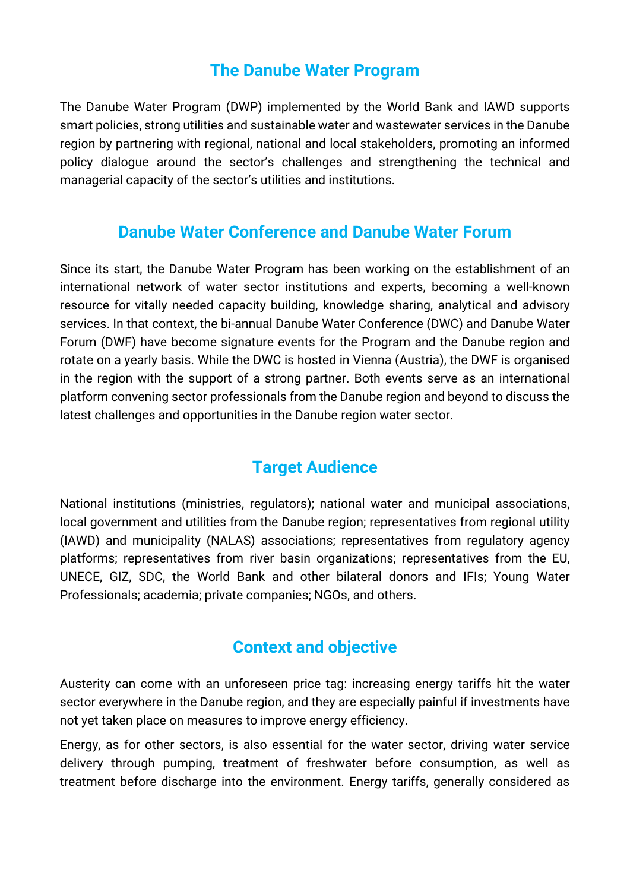## The Danube Water Program

The Danube Water Program (DWP) implemented by the World Bank and IAWD supports smart policies, strong utilities and sustainable water and wastewater services in the Danube region by partnering with regional, national and local stakeholders, promoting an informed policy dialogue around the sector's challenges and strengthening the technical and managerial capacity of the sector's utilities and institutions.

## Danube Water Conference and Danube Water Forum

Since its start, the Danube Water Program has been working on the establishment of an international network of water sector institutions and experts, becoming a well-known resource for vitally needed capacity building, knowledge sharing, analytical and advisory services. In that context, the bi-annual Danube Water Conference (DWC) and Danube Water Forum (DWF) have become signature events for the Program and the Danube region and rotate on a yearly basis. While the DWC is hosted in Vienna (Austria), the DWF is organised in the region with the support of a strong partner. Both events serve as an international platform convening sector professionals from the Danube region and beyond to discuss the latest challenges and opportunities in the Danube region water sector.

## Target Audience

National institutions (ministries, regulators); national water and municipal associations, local government and utilities from the Danube region; representatives from regional utility (IAWD) and municipality (NALAS) associations; representatives from regulatory agency platforms; representatives from river basin organizations; representatives from the EU, UNECE, GIZ, SDC, the World Bank and other bilateral donors and IFIs; Young Water Professionals; academia; private companies; NGOs, and others.

## Context and objective

Austerity can come with an unforeseen price tag: increasing energy tariffs hit the water sector everywhere in the Danube region, and they are especially painful if investments have not yet taken place on measures to improve energy efficiency.

Energy, as for other sectors, is also essential for the water sector, driving water service delivery through pumping, treatment of freshwater before consumption, as well as treatment before discharge into the environment. Energy tariffs, generally considered as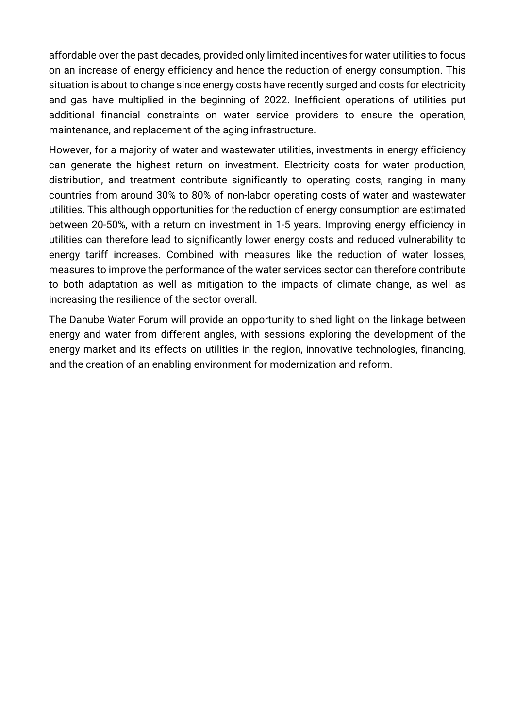affordable over the past decades, provided only limited incentives for water utilities to focus on an increase of energy efficiency and hence the reduction of energy consumption. This situation is about to change since energy costs have recently surged and costs for electricity and gas have multiplied in the beginning of 2022. Inefficient operations of utilities put additional financial constraints on water service providers to ensure the operation, maintenance, and replacement of the aging infrastructure.

However, for a majority of water and wastewater utilities, investments in energy efficiency can generate the highest return on investment. Electricity costs for water production, distribution, and treatment contribute significantly to operating costs, ranging in many countries from around 30% to 80% of non-labor operating costs of water and wastewater utilities. This although opportunities for the reduction of energy consumption are estimated between 20-50%, with a return on investment in 1-5 years. Improving energy efficiency in utilities can therefore lead to significantly lower energy costs and reduced vulnerability to energy tariff increases. Combined with measures like the reduction of water losses, measures to improve the performance of the water services sector can therefore contribute to both adaptation as well as mitigation to the impacts of climate change, as well as increasing the resilience of the sector overall.

The Danube Water Forum will provide an opportunity to shed light on the linkage between energy and water from different angles, with sessions exploring the development of the energy market and its effects on utilities in the region, innovative technologies, financing, and the creation of an enabling environment for modernization and reform.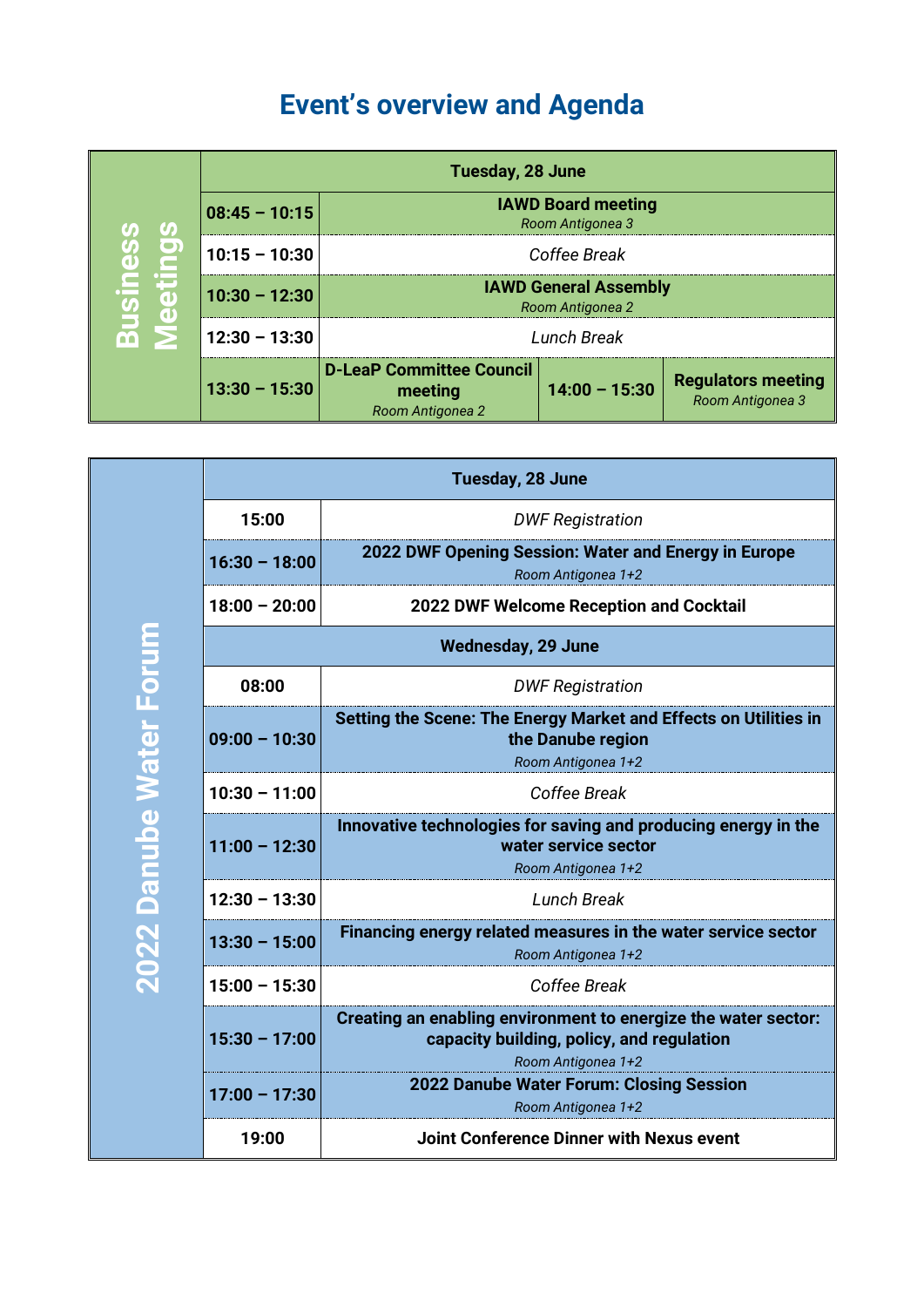# Event's overview and Agenda

| Business Meetings | Tuesday, 28 June | | | |
|---|---|---|---|---|
| | 08:45 – 10:15 | **IAWD Board meeting**<br>*Room Antigonea 3* | | |
| | 10:15 – 10:30 | *Coffee Break* | | |
| | 10:30 – 12:30 | **IAWD General Assembly**<br>*Room Antigonea 2* | | |
| | 12:30 – 13:30 | *Lunch Break* | | |
| | 13:30 – 15:30 | **D-LeaP Committee Council meeting**<br>*Room Antigonea 2* | 14:00 – 15:30 | **Regulators meeting**<br>*Room Antigonea 3* |

| 2022 Danube Water Forum | Tuesday, 28 June | |
|---|---|---|
| | 15:00 | *DWF Registration* |
| | 16:30 – 18:00 | **2022 DWF Opening Session: Water and Energy in Europe**<br>*Room Antigonea 1+2* |
| | 18:00 – 20:00 | **2022 DWF Welcome Reception and Cocktail** |
| | **Wednesday, 29 June** | |
| | 08:00 | *DWF Registration* |
| | 09:00 – 10:30 | **Setting the Scene: The Energy Market and Effects on Utilities in the Danube region**<br>*Room Antigonea 1+2* |
| | 10:30 – 11:00 | *Coffee Break* |
| | 11:00 – 12:30 | **Innovative technologies for saving and producing energy in the water service sector**<br>*Room Antigonea 1+2* |
| | 12:30 – 13:30 | *Lunch Break* |
| | 13:30 – 15:00 | **Financing energy related measures in the water service sector**<br>*Room Antigonea 1+2* |
| | 15:00 – 15:30 | *Coffee Break* |
| | 15:30 – 17:00 | **Creating an enabling environment to energize the water sector: capacity building, policy, and regulation**<br>*Room Antigonea 1+2* |
| | 17:00 – 17:30 | **2022 Danube Water Forum: Closing Session**<br>*Room Antigonea 1+2* |
| | 19:00 | **Joint Conference Dinner with Nexus event** |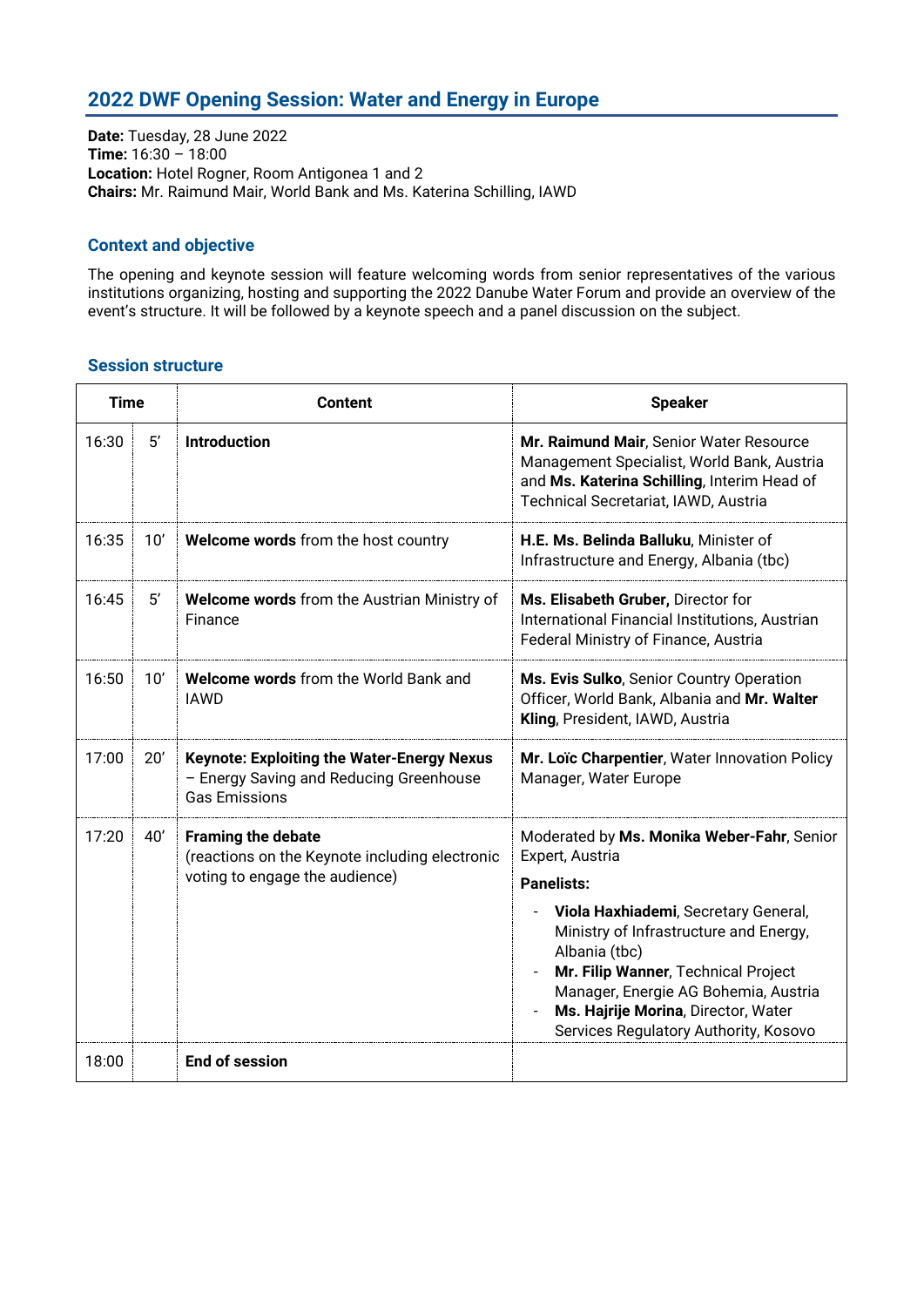## 2022 DWF Opening Session: Water and Energy in Europe

**Date:** Tuesday, 28 June 2022
**Time:** 16:30 – 18:00
**Location:** Hotel Rogner, Room Antigonea 1 and 2
**Chairs:** Mr. Raimund Mair, World Bank and Ms. Katerina Schilling, IAWD

### Context and objective

The opening and keynote session will feature welcoming words from senior representatives of the various institutions organizing, hosting and supporting the 2022 Danube Water Forum and provide an overview of the event's structure. It will be followed by a keynote speech and a panel discussion on the subject.

### Session structure

| Time | | Content | Speaker |
|---|---|---|---|
| 16:30 | 5' | **Introduction** | **Mr. Raimund Mair**, Senior Water Resource Management Specialist, World Bank, Austria and **Ms. Katerina Schilling**, Interim Head of Technical Secretariat, IAWD, Austria |
| 16:35 | 10' | **Welcome words** from the host country | **H.E. Ms. Belinda Balluku**, Minister of Infrastructure and Energy, Albania (tbc) |
| 16:45 | 5' | **Welcome words** from the Austrian Ministry of Finance | **Ms. Elisabeth Gruber,** Director for International Financial Institutions, Austrian Federal Ministry of Finance, Austria |
| 16:50 | 10' | **Welcome words** from the World Bank and IAWD | **Ms. Evis Sulko**, Senior Country Operation Officer, World Bank, Albania and **Mr. Walter Kling**, President, IAWD, Austria |
| 17:00 | 20' | **Keynote: Exploiting the Water-Energy Nexus** – Energy Saving and Reducing Greenhouse Gas Emissions | **Mr. Loïc Charpentier**, Water Innovation Policy Manager, Water Europe |
| 17:20 | 40' | **Framing the debate** (reactions on the Keynote including electronic voting to engage the audience) | Moderated by **Ms. Monika Weber-Fahr**, Senior Expert, Austria<br>**Panelists:**<br>- **Viola Haxhiademi**, Secretary General, Ministry of Infrastructure and Energy, Albania (tbc)<br>- **Mr. Filip Wanner**, Technical Project Manager, Energie AG Bohemia, Austria<br>- **Ms. Hajrije Morina**, Director, Water Services Regulatory Authority, Kosovo |
| 18:00 | | **End of session** | |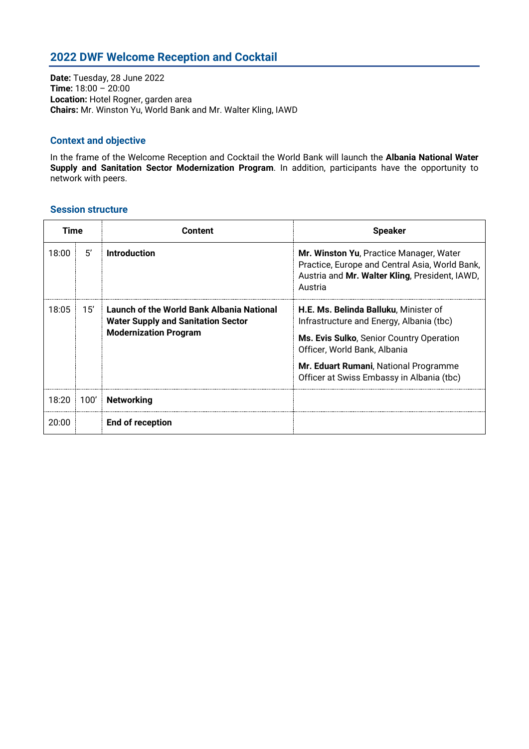## 2022 DWF Welcome Reception and Cocktail

**Date:** Tuesday, 28 June 2022
**Time:** 18:00 – 20:00
**Location:** Hotel Rogner, garden area
**Chairs:** Mr. Winston Yu, World Bank and Mr. Walter Kling, IAWD

### Context and objective

In the frame of the Welcome Reception and Cocktail the World Bank will launch the **Albania National Water Supply and Sanitation Sector Modernization Program**. In addition, participants have the opportunity to network with peers.

### Session structure

| Time | | Content | Speaker |
|---|---|---|---|
| 18:00 | 5' | **Introduction** | **Mr. Winston Yu**, Practice Manager, Water Practice, Europe and Central Asia, World Bank, Austria and **Mr. Walter Kling**, President, IAWD, Austria |
| 18:05 | 15' | **Launch of the World Bank Albania National Water Supply and Sanitation Sector Modernization Program** | **H.E. Ms. Belinda Balluku**, Minister of Infrastructure and Energy, Albania (tbc)<br>**Ms. Evis Sulko**, Senior Country Operation Officer, World Bank, Albania<br>**Mr. Eduart Rumani**, National Programme Officer at Swiss Embassy in Albania (tbc) |
| 18:20 | 100' | **Networking** | |
| 20:00 | | **End of reception** | |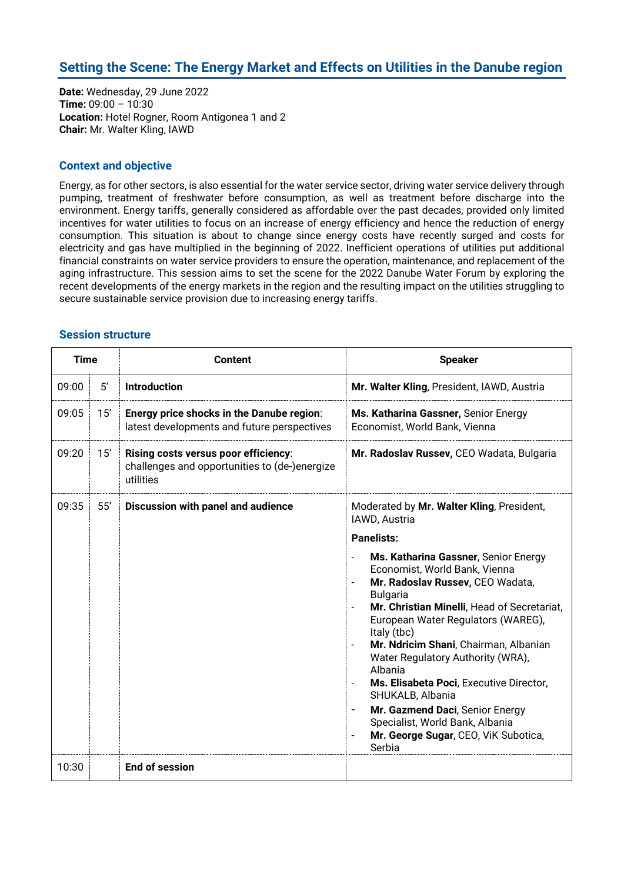## Setting the Scene: The Energy Market and Effects on Utilities in the Danube region

**Date:** Wednesday, 29 June 2022
**Time:** 09:00 – 10:30
**Location:** Hotel Rogner, Room Antigonea 1 and 2
**Chair:** Mr. Walter Kling, IAWD

### Context and objective

Energy, as for other sectors, is also essential for the water service sector, driving water service delivery through pumping, treatment of freshwater before consumption, as well as treatment before discharge into the environment. Energy tariffs, generally considered as affordable over the past decades, provided only limited incentives for water utilities to focus on an increase of energy efficiency and hence the reduction of energy consumption. This situation is about to change since energy costs have recently surged and costs for electricity and gas have multiplied in the beginning of 2022. Inefficient operations of utilities put additional financial constraints on water service providers to ensure the operation, maintenance, and replacement of the aging infrastructure. This session aims to set the scene for the 2022 Danube Water Forum by exploring the recent developments of the energy markets in the region and the resulting impact on the utilities struggling to secure sustainable service provision due to increasing energy tariffs.

### Session structure

| Time | | Content | Speaker |
|---|---|---|---|
| 09:00 | 5' | **Introduction** | **Mr. Walter Kling**, President, IAWD, Austria |
| 09:05 | 15' | **Energy price shocks in the Danube region**: latest developments and future perspectives | **Ms. Katharina Gassner,** Senior Energy Economist, World Bank, Vienna |
| 09:20 | 15' | **Rising costs versus poor efficiency**: challenges and opportunities to (de-)energize utilities | **Mr. Radoslav Russev,** CEO Wadata, Bulgaria |
| 09:35 | 55' | **Discussion with panel and audience** | Moderated by **Mr. Walter Kling**, President, IAWD, Austria<br><br>**Panelists:**<br>- **Ms. Katharina Gassner**, Senior Energy Economist, World Bank, Vienna<br>- **Mr. Radoslav Russev,** CEO Wadata, Bulgaria<br>- **Mr. Christian Minelli**, Head of Secretariat, European Water Regulators (WAREG), Italy (tbc)<br>- **Mr. Ndricim Shani**, Chairman, Albanian Water Regulatory Authority (WRA), Albania<br>- **Ms. Elisabeta Poci**, Executive Director, SHUKALB, Albania<br>- **Mr. Gazmend Daci**, Senior Energy Specialist, World Bank, Albania<br>- **Mr. George Sugar**, CEO, ViK Subotica, Serbia |
| 10:30 | | **End of session** | |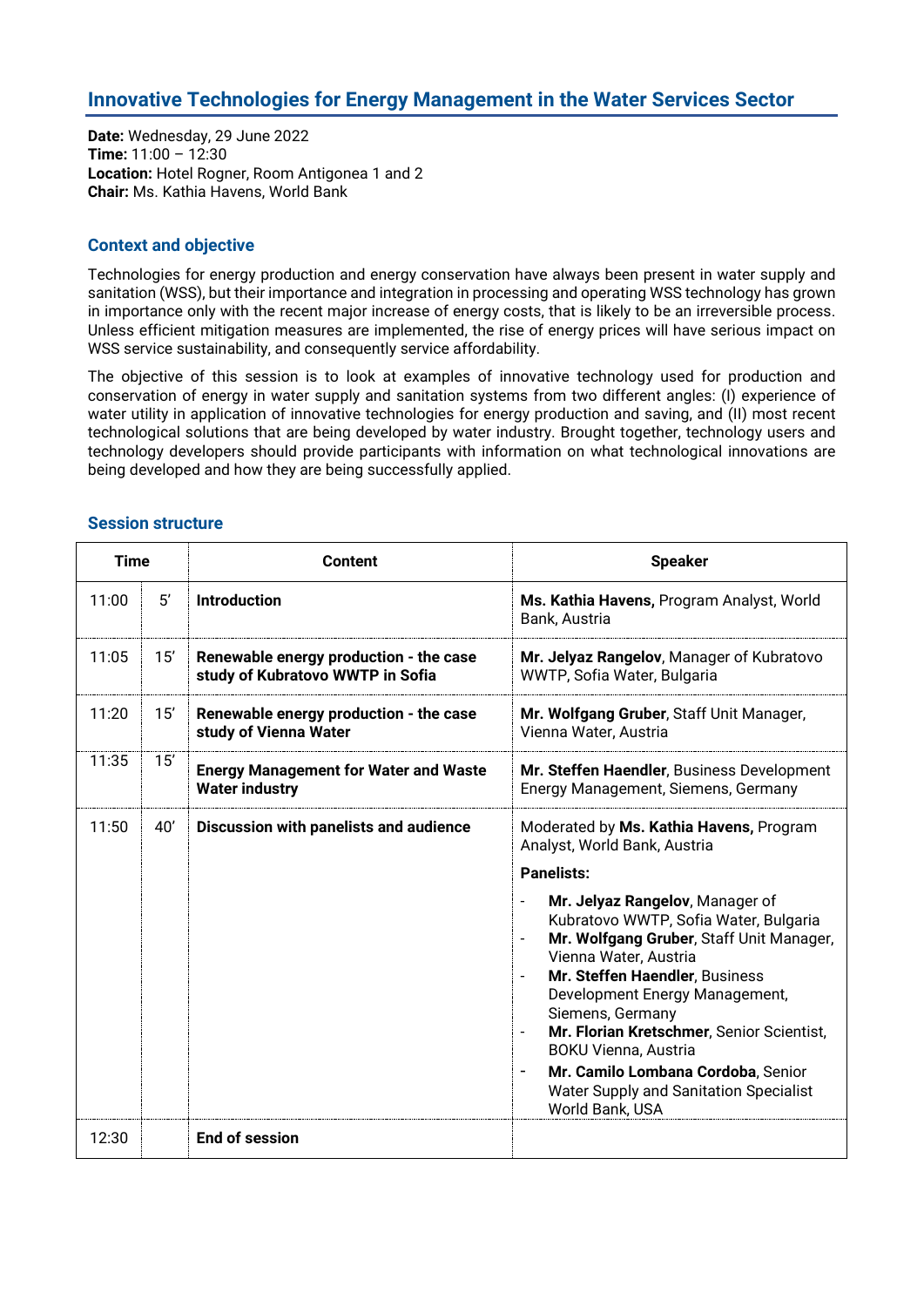## Innovative Technologies for Energy Management in the Water Services Sector

**Date:** Wednesday, 29 June 2022
**Time:** 11:00 – 12:30
**Location:** Hotel Rogner, Room Antigonea 1 and 2
**Chair:** Ms. Kathia Havens, World Bank

### Context and objective

Technologies for energy production and energy conservation have always been present in water supply and sanitation (WSS), but their importance and integration in processing and operating WSS technology has grown in importance only with the recent major increase of energy costs, that is likely to be an irreversible process. Unless efficient mitigation measures are implemented, the rise of energy prices will have serious impact on WSS service sustainability, and consequently service affordability.

The objective of this session is to look at examples of innovative technology used for production and conservation of energy in water supply and sanitation systems from two different angles: (I) experience of water utility in application of innovative technologies for energy production and saving, and (II) most recent technological solutions that are being developed by water industry. Brought together, technology users and technology developers should provide participants with information on what technological innovations are being developed and how they are being successfully applied.

### Session structure

| Time | | Content | Speaker |
|---|---|---|---|
| 11:00 | 5' | **Introduction** | **Ms. Kathia Havens,** Program Analyst, World Bank, Austria |
| 11:05 | 15' | **Renewable energy production - the case study of Kubratovo WWTP in Sofia** | **Mr. Jelyaz Rangelov**, Manager of Kubratovo WWTP, Sofia Water, Bulgaria |
| 11:20 | 15' | **Renewable energy production - the case study of Vienna Water** | **Mr. Wolfgang Gruber**, Staff Unit Manager, Vienna Water, Austria |
| 11:35 | 15' | **Energy Management for Water and Waste Water industry** | **Mr. Steffen Haendler**, Business Development Energy Management, Siemens, Germany |
| 11:50 | 40' | **Discussion with panelists and audience** | Moderated by **Ms. Kathia Havens,** Program Analyst, World Bank, Austria<br>**Panelists:**<br>- **Mr. Jelyaz Rangelov**, Manager of Kubratovo WWTP, Sofia Water, Bulgaria<br>- **Mr. Wolfgang Gruber**, Staff Unit Manager, Vienna Water, Austria<br>- **Mr. Steffen Haendler**, Business Development Energy Management, Siemens, Germany<br>- **Mr. Florian Kretschmer**, Senior Scientist, BOKU Vienna, Austria<br>- **Mr. Camilo Lombana Cordoba**, Senior Water Supply and Sanitation Specialist World Bank, USA |
| 12:30 | | **End of session** | |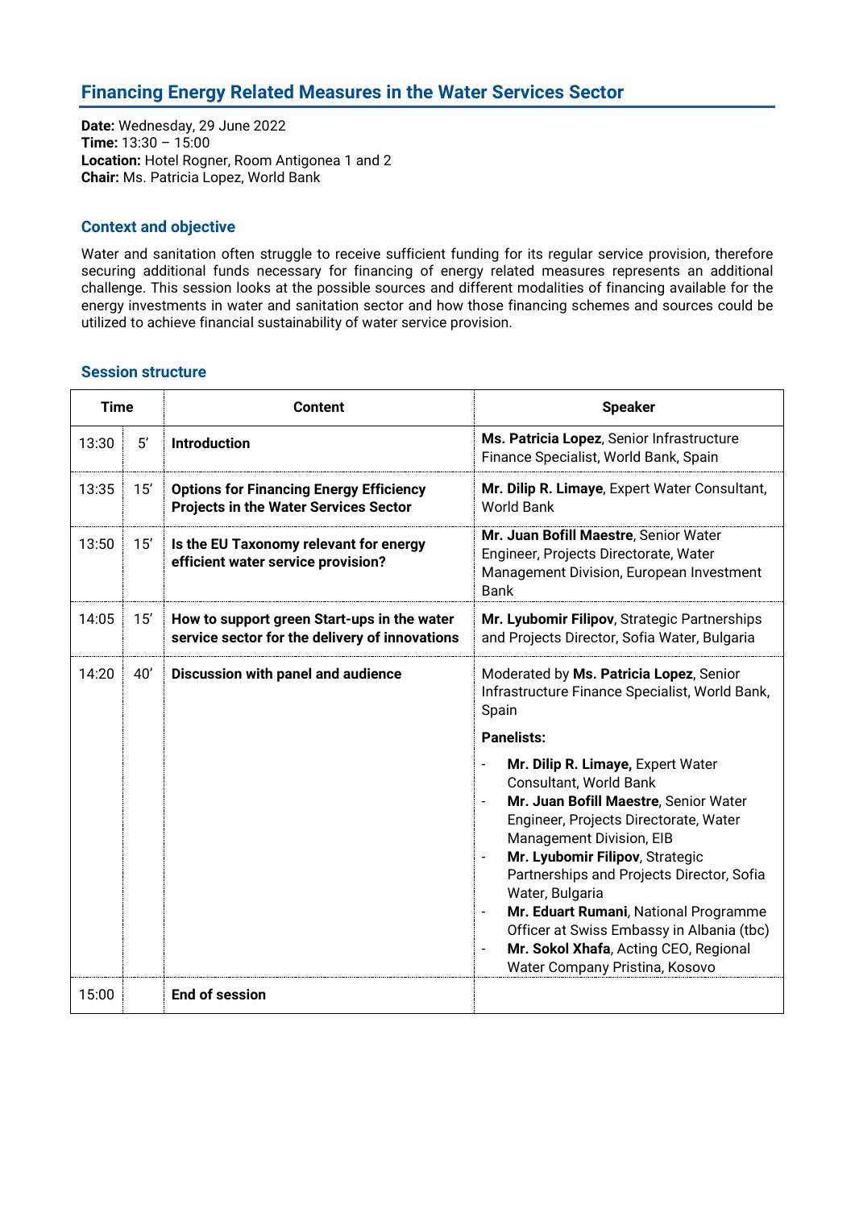## Financing Energy Related Measures in the Water Services Sector

**Date:** Wednesday, 29 June 2022
**Time:** 13:30 – 15:00
**Location:** Hotel Rogner, Room Antigonea 1 and 2
**Chair:** Ms. Patricia Lopez, World Bank

### Context and objective

Water and sanitation often struggle to receive sufficient funding for its regular service provision, therefore securing additional funds necessary for financing of energy related measures represents an additional challenge. This session looks at the possible sources and different modalities of financing available for the energy investments in water and sanitation sector and how those financing schemes and sources could be utilized to achieve financial sustainability of water service provision.

### Session structure

| Time | | Content | Speaker |
|---|---|---|---|
| 13:30 | 5' | **Introduction** | **Ms. Patricia Lopez**, Senior Infrastructure Finance Specialist, World Bank, Spain |
| 13:35 | 15' | **Options for Financing Energy Efficiency Projects in the Water Services Sector** | **Mr. Dilip R. Limaye**, Expert Water Consultant, World Bank |
| 13:50 | 15' | **Is the EU Taxonomy relevant for energy efficient water service provision?** | **Mr. Juan Bofill Maestre**, Senior Water Engineer, Projects Directorate, Water Management Division, European Investment Bank |
| 14:05 | 15' | **How to support green Start-ups in the water service sector for the delivery of innovations** | **Mr. Lyubomir Filipov**, Strategic Partnerships and Projects Director, Sofia Water, Bulgaria |
| 14:20 | 40' | **Discussion with panel and audience** | Moderated by **Ms. Patricia Lopez**, Senior Infrastructure Finance Specialist, World Bank, Spain<br><br>**Panelists:**<br>- **Mr. Dilip R. Limaye,** Expert Water Consultant, World Bank<br>- **Mr. Juan Bofill Maestre**, Senior Water Engineer, Projects Directorate, Water Management Division, EIB<br>- **Mr. Lyubomir Filipov**, Strategic Partnerships and Projects Director, Sofia Water, Bulgaria<br>- **Mr. Eduart Rumani**, National Programme Officer at Swiss Embassy in Albania (tbc)<br>- **Mr. Sokol Xhafa**, Acting CEO, Regional Water Company Pristina, Kosovo |
| 15:00 | | **End of session** | |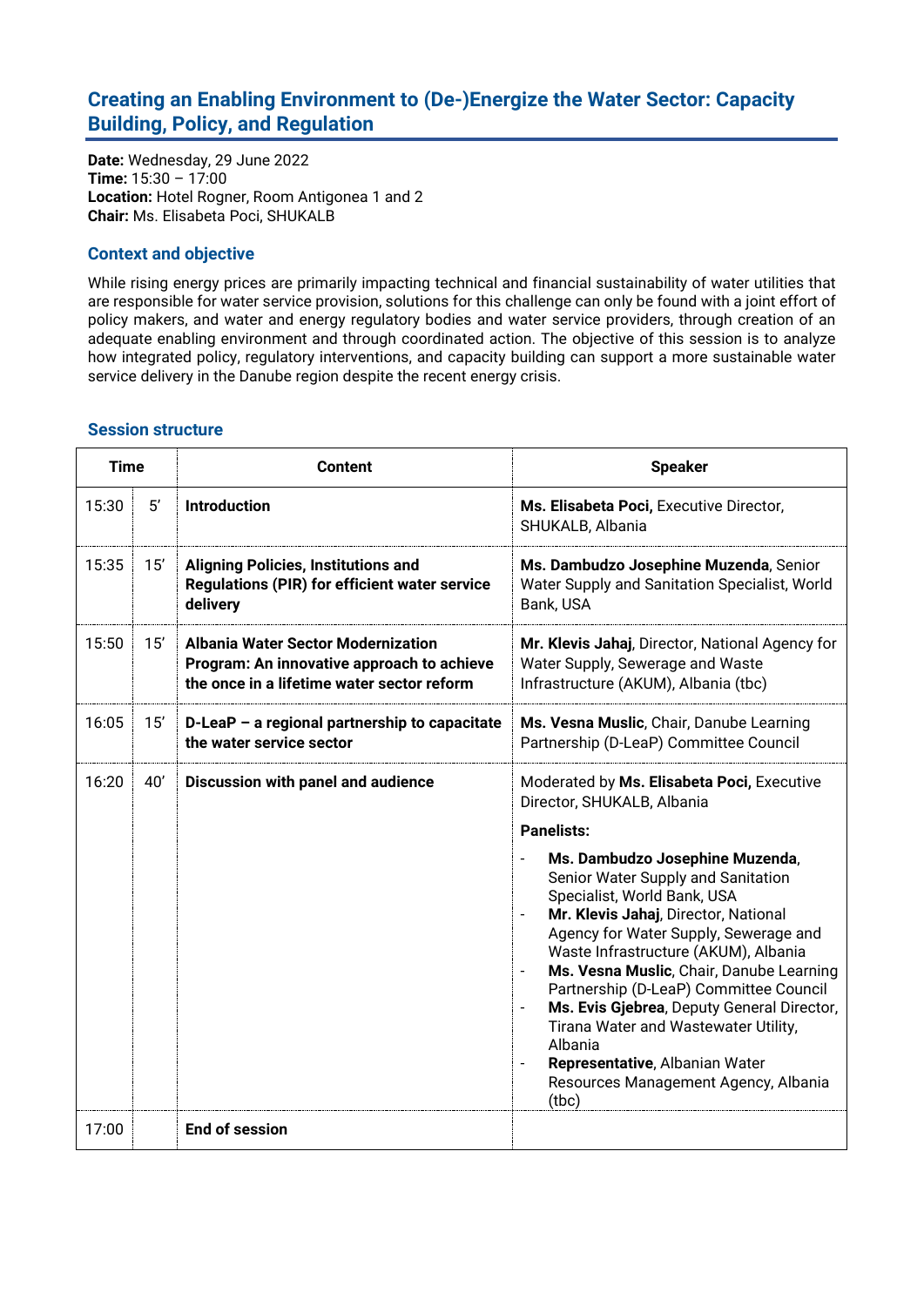## Creating an Enabling Environment to (De-)Energize the Water Sector: Capacity Building, Policy, and Regulation

**Date:** Wednesday, 29 June 2022
**Time:** 15:30 – 17:00
**Location:** Hotel Rogner, Room Antigonea 1 and 2
**Chair:** Ms. Elisabeta Poci, SHUKALB

### Context and objective

While rising energy prices are primarily impacting technical and financial sustainability of water utilities that are responsible for water service provision, solutions for this challenge can only be found with a joint effort of policy makers, and water and energy regulatory bodies and water service providers, through creation of an adequate enabling environment and through coordinated action. The objective of this session is to analyze how integrated policy, regulatory interventions, and capacity building can support a more sustainable water service delivery in the Danube region despite the recent energy crisis.

### Session structure

| Time | | Content | Speaker |
|---|---|---|---|
| 15:30 | 5' | **Introduction** | **Ms. Elisabeta Poci,** Executive Director, SHUKALB, Albania |
| 15:35 | 15' | **Aligning Policies, Institutions and Regulations (PIR) for efficient water service delivery** | **Ms. Dambudzo Josephine Muzenda**, Senior Water Supply and Sanitation Specialist, World Bank, USA |
| 15:50 | 15' | **Albania Water Sector Modernization Program: An innovative approach to achieve the once in a lifetime water sector reform** | **Mr. Klevis Jahaj**, Director, National Agency for Water Supply, Sewerage and Waste Infrastructure (AKUM), Albania (tbc) |
| 16:05 | 15' | **D-LeaP – a regional partnership to capacitate the water service sector** | **Ms. Vesna Muslic**, Chair, Danube Learning Partnership (D-LeaP) Committee Council |
| 16:20 | 40' | **Discussion with panel and audience** | Moderated by **Ms. Elisabeta Poci,** Executive Director, SHUKALB, Albania<br>**Panelists:**<br>- **Ms. Dambudzo Josephine Muzenda**, Senior Water Supply and Sanitation Specialist, World Bank, USA<br>- **Mr. Klevis Jahaj**, Director, National Agency for Water Supply, Sewerage and Waste Infrastructure (AKUM), Albania<br>- **Ms. Vesna Muslic**, Chair, Danube Learning Partnership (D-LeaP) Committee Council<br>- **Ms. Evis Gjebrea**, Deputy General Director, Tirana Water and Wastewater Utility, Albania<br>- **Representative**, Albanian Water Resources Management Agency, Albania (tbc) |
| 17:00 | | **End of session** | |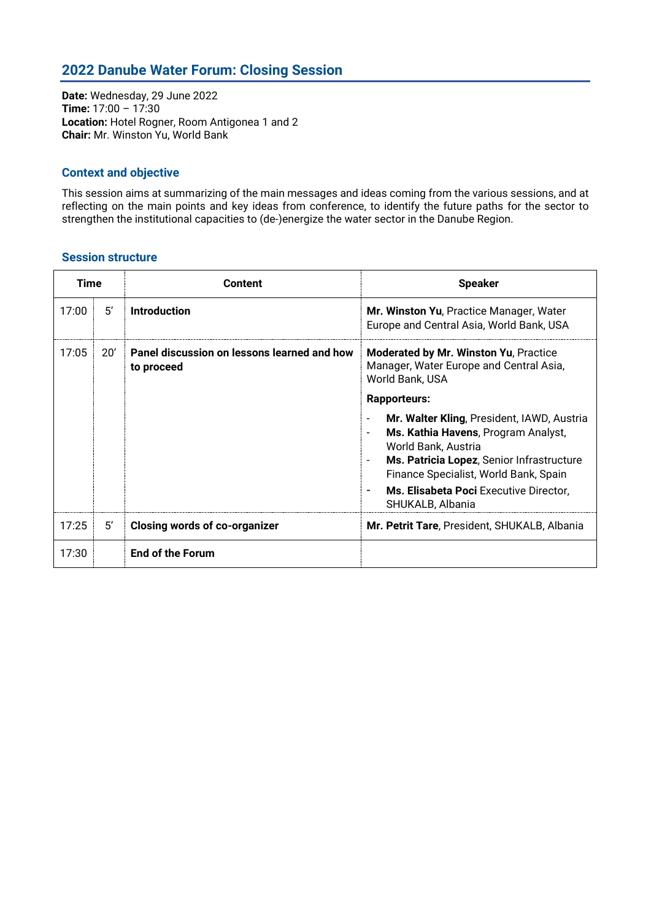## 2022 Danube Water Forum: Closing Session

**Date:** Wednesday, 29 June 2022
**Time:** 17:00 – 17:30
**Location:** Hotel Rogner, Room Antigonea 1 and 2
**Chair:** Mr. Winston Yu, World Bank

### Context and objective

This session aims at summarizing of the main messages and ideas coming from the various sessions, and at reflecting on the main points and key ideas from conference, to identify the future paths for the sector to strengthen the institutional capacities to (de-)energize the water sector in the Danube Region.

### Session structure

| Time | | Content | Speaker |
|---|---|---|---|
| 17:00 | 5' | **Introduction** | **Mr. Winston Yu**, Practice Manager, Water Europe and Central Asia, World Bank, USA |
| 17:05 | 20' | **Panel discussion on lessons learned and how to proceed** | **Moderated by Mr. Winston Yu**, Practice Manager, Water Europe and Central Asia, World Bank, USA<br><br>**Rapporteurs:**<br>- **Mr. Walter Kling**, President, IAWD, Austria<br>- **Ms. Kathia Havens**, Program Analyst, World Bank, Austria<br>- **Ms. Patricia Lopez**, Senior Infrastructure Finance Specialist, World Bank, Spain<br>- **Ms. Elisabeta Poci** Executive Director, SHUKALB, Albania |
| 17:25 | 5' | **Closing words of co-organizer** | **Mr. Petrit Tare**, President, SHUKALB, Albania |
| 17:30 | | **End of the Forum** | |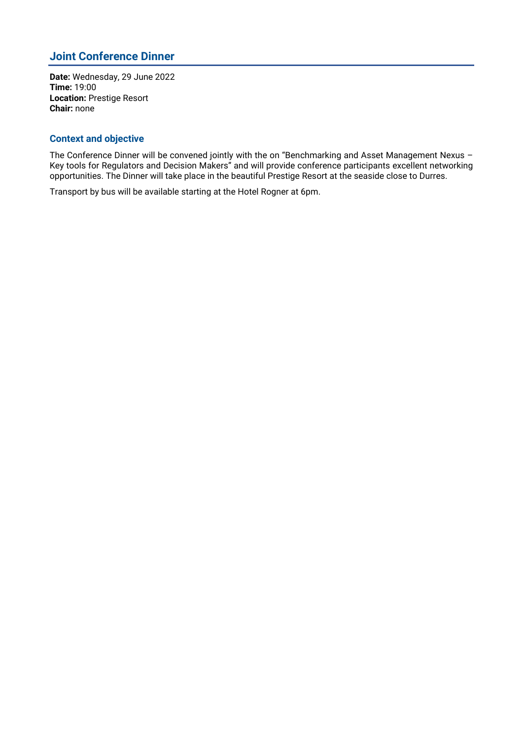## Joint Conference Dinner

**Date:** Wednesday, 29 June 2022
**Time:** 19:00
**Location:** Prestige Resort
**Chair:** none

### Context and objective

The Conference Dinner will be convened jointly with the on "Benchmarking and Asset Management Nexus – Key tools for Regulators and Decision Makers" and will provide conference participants excellent networking opportunities. The Dinner will take place in the beautiful Prestige Resort at the seaside close to Durres.

Transport by bus will be available starting at the Hotel Rogner at 6pm.